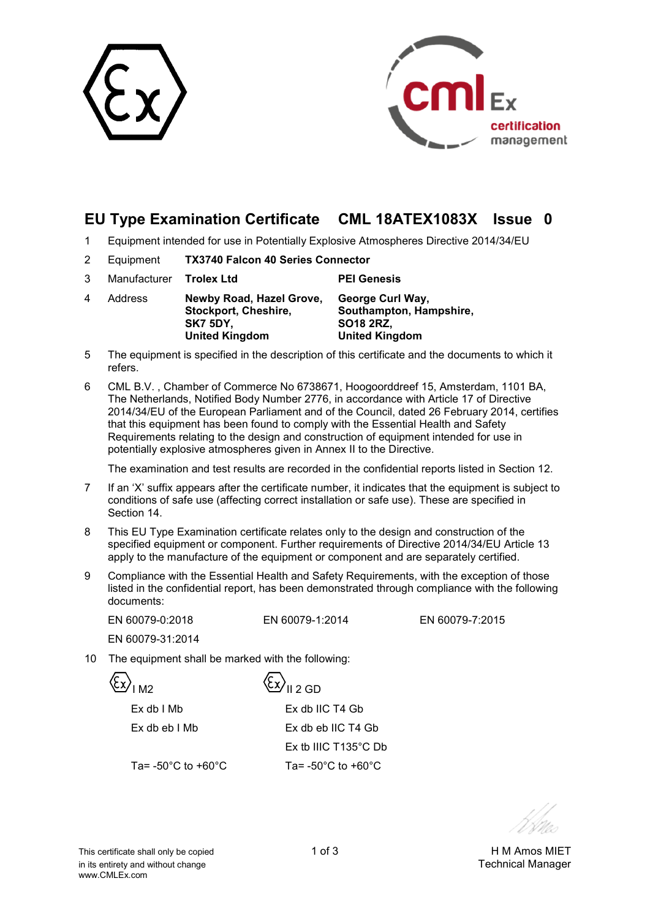# EU Type Examination Certificate CML 18ATEX1083X Issue 0

1 Equipment intended for use in Potentially Explosive Atmospheres Directive 2014/34/EU

2 Equipment **TX3740 Falcon 40 Series Connector**

3 Manufacturer **Trolex Ltd** **PEI Genesis**

4 Address

| **Trolex Ltd** | **PEI Genesis** |
|---|---|
| **Newby Road, Hazel Grove, Stockport, Cheshire, SK7 5DY, United Kingdom** | **George Curl Way, Southampton, Hampshire, SO18 2RZ, United Kingdom** |

5 The equipment is specified in the description of this certificate and the documents to which it refers.

6 CML B.V. , Chamber of Commerce No 6738671, Hoogoorddreef 15, Amsterdam, 1101 BA, The Netherlands, Notified Body Number 2776, in accordance with Article 17 of Directive 2014/34/EU of the European Parliament and of the Council, dated 26 February 2014, certifies that this equipment has been found to comply with the Essential Health and Safety Requirements relating to the design and construction of equipment intended for use in potentially explosive atmospheres given in Annex II to the Directive.

The examination and test results are recorded in the confidential reports listed in Section 12.

7 If an 'X' suffix appears after the certificate number, it indicates that the equipment is subject to conditions of safe use (affecting correct installation or safe use). These are specified in Section 14.

8 This EU Type Examination certificate relates only to the design and construction of the specified equipment or component. Further requirements of Directive 2014/34/EU Article 13 apply to the manufacture of the equipment or component and are separately certified.

9 Compliance with the Essential Health and Safety Requirements, with the exception of those listed in the confidential report, has been demonstrated through compliance with the following documents:

EN 60079-0:2018    EN 60079-1:2014    EN 60079-7:2015

EN 60079-31:2014

10 The equipment shall be marked with the following:

| Ex I M2 | Ex II 2 GD |
|---|---|
| Ex db I Mb | Ex db IIC T4 Gb |
| Ex db eb I Mb | Ex db eb IIC T4 Gb |
| | Ex tb IIIC T135°C Db |
| Ta= -50°C to +60°C | Ta= -50°C to +60°C |

This certificate shall only be copied in its entirety and without change
www.CMLEx.com

H M Amos MIET
Technical Manager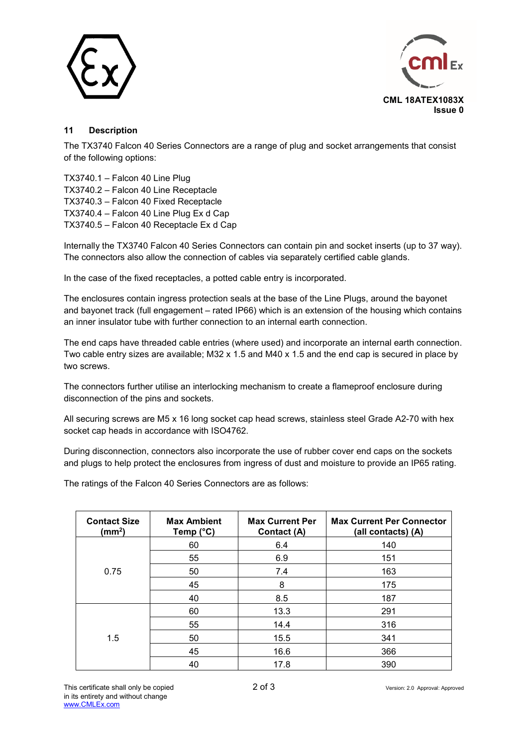## 11 Description

The TX3740 Falcon 40 Series Connectors are a range of plug and socket arrangements that consist of the following options:

TX3740.1 – Falcon 40 Line Plug
TX3740.2 – Falcon 40 Line Receptacle
TX3740.3 – Falcon 40 Fixed Receptacle
TX3740.4 – Falcon 40 Line Plug Ex d Cap
TX3740.5 – Falcon 40 Receptacle Ex d Cap

Internally the TX3740 Falcon 40 Series Connectors can contain pin and socket inserts (up to 37 way). The connectors also allow the connection of cables via separately certified cable glands.

In the case of the fixed receptacles, a potted cable entry is incorporated.

The enclosures contain ingress protection seals at the base of the Line Plugs, around the bayonet and bayonet track (full engagement – rated IP66) which is an extension of the housing which contains an inner insulator tube with further connection to an internal earth connection.

The end caps have threaded cable entries (where used) and incorporate an internal earth connection. Two cable entry sizes are available; M32 x 1.5 and M40 x 1.5 and the end cap is secured in place by two screws.

The connectors further utilise an interlocking mechanism to create a flameproof enclosure during disconnection of the pins and sockets.

All securing screws are M5 x 16 long socket cap head screws, stainless steel Grade A2-70 with hex socket cap heads in accordance with ISO4762.

During disconnection, connectors also incorporate the use of rubber cover end caps on the sockets and plugs to help protect the enclosures from ingress of dust and moisture to provide an IP65 rating.

The ratings of the Falcon 40 Series Connectors are as follows:

| Contact Size ($mm^2$) | Max Ambient Temp (°C) | Max Current Per Contact (A) | Max Current Per Connector (all contacts) (A) |
|---|---|---|---|
| 0.75 | 60 | 6.4 | 140 |
| | 55 | 6.9 | 151 |
| | 50 | 7.4 | 163 |
| | 45 | 8 | 175 |
| | 40 | 8.5 | 187 |
| 1.5 | 60 | 13.3 | 291 |
| | 55 | 14.4 | 316 |
| | 50 | 15.5 | 341 |
| | 45 | 16.6 | 366 |
| | 40 | 17.8 | 390 |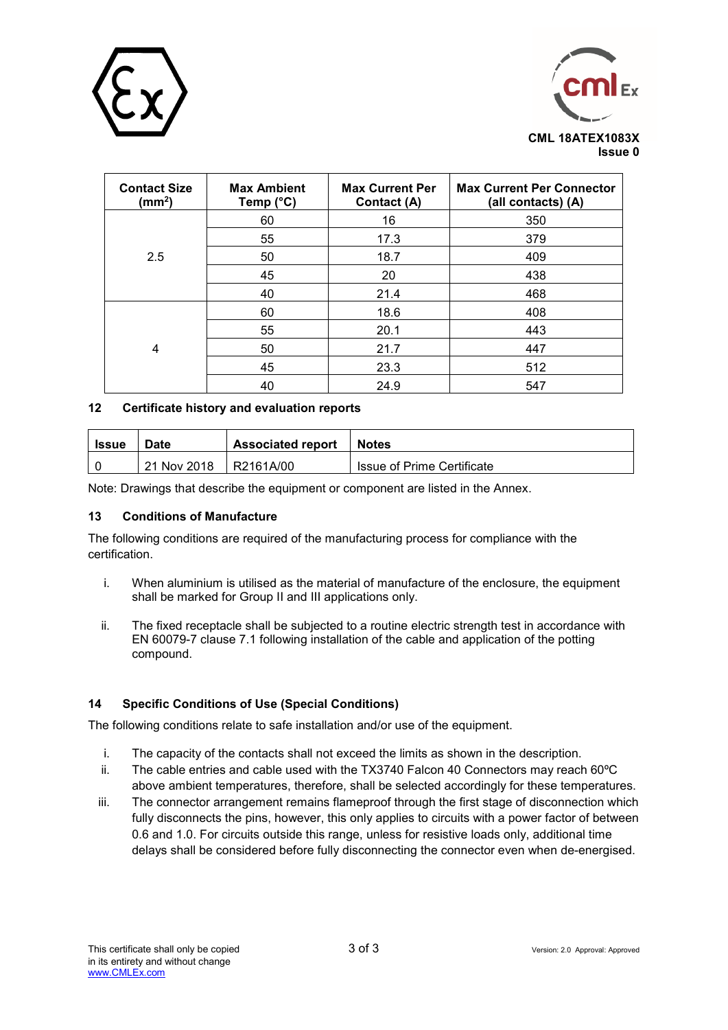| Contact Size ($mm^2$) | Max Ambient Temp (°C) | Max Current Per Contact (A) | Max Current Per Connector (all contacts) (A) |
|---|---|---|---|
| 2.5 | 60 | 16 | 350 |
| | 55 | 17.3 | 379 |
| | 50 | 18.7 | 409 |
| | 45 | 20 | 438 |
| | 40 | 21.4 | 468 |
| 4 | 60 | 18.6 | 408 |
| | 55 | 20.1 | 443 |
| | 50 | 21.7 | 447 |
| | 45 | 23.3 | 512 |
| | 40 | 24.9 | 547 |

## 12 Certificate history and evaluation reports

| Issue | Date | Associated report | Notes |
|---|---|---|---|
| 0 | 21 Nov 2018 | R2161A/00 | Issue of Prime Certificate |

Note: Drawings that describe the equipment or component are listed in the Annex.

## 13 Conditions of Manufacture

The following conditions are required of the manufacturing process for compliance with the certification.

i. When aluminium is utilised as the material of manufacture of the enclosure, the equipment shall be marked for Group II and III applications only.

ii. The fixed receptacle shall be subjected to a routine electric strength test in accordance with EN 60079-7 clause 7.1 following installation of the cable and application of the potting compound.

## 14 Specific Conditions of Use (Special Conditions)

The following conditions relate to safe installation and/or use of the equipment.

i. The capacity of the contacts shall not exceed the limits as shown in the description.

ii. The cable entries and cable used with the TX3740 Falcon 40 Connectors may reach 60ºC above ambient temperatures, therefore, shall be selected accordingly for these temperatures.

iii. The connector arrangement remains flameproof through the first stage of disconnection which fully disconnects the pins, however, this only applies to circuits with a power factor of between 0.6 and 1.0. For circuits outside this range, unless for resistive loads only, additional time delays shall be considered before fully disconnecting the connector even when de-energised.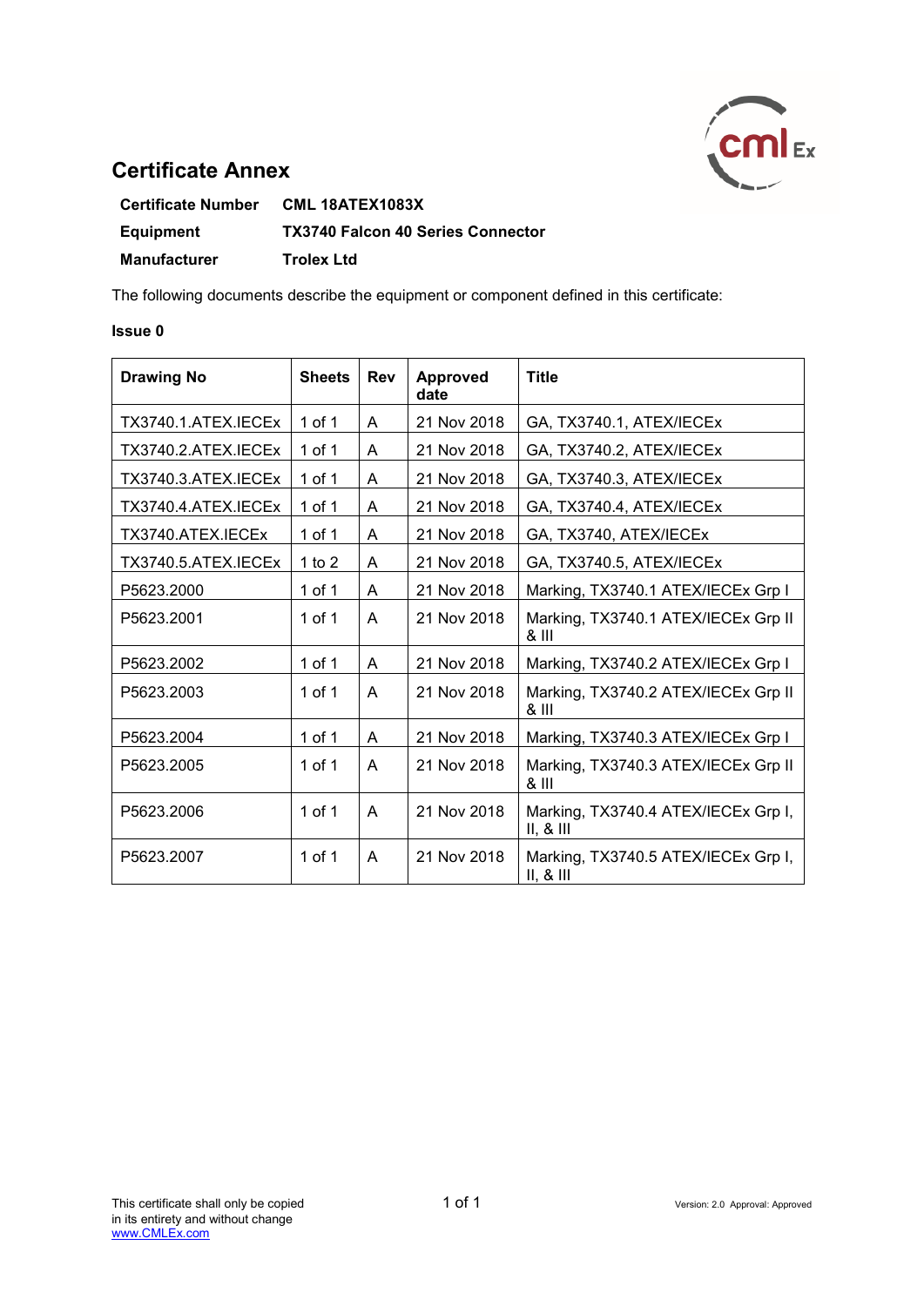## Certificate Annex

| | |
|---|---|
| **Certificate Number** | **CML 18ATEX1083X** |
| **Equipment** | **TX3740 Falcon 40 Series Connector** |
| **Manufacturer** | **Trolex Ltd** |

The following documents describe the equipment or component defined in this certificate:

**Issue 0**

| Drawing No | Sheets | Rev | Approved date | Title |
|---|---|---|---|---|
| TX3740.1.ATEX.IECEx | 1 of 1 | A | 21 Nov 2018 | GA, TX3740.1, ATEX/IECEx |
| TX3740.2.ATEX.IECEx | 1 of 1 | A | 21 Nov 2018 | GA, TX3740.2, ATEX/IECEx |
| TX3740.3.ATEX.IECEx | 1 of 1 | A | 21 Nov 2018 | GA, TX3740.3, ATEX/IECEx |
| TX3740.4.ATEX.IECEx | 1 of 1 | A | 21 Nov 2018 | GA, TX3740.4, ATEX/IECEx |
| TX3740.ATEX.IECEx | 1 of 1 | A | 21 Nov 2018 | GA, TX3740, ATEX/IECEx |
| TX3740.5.ATEX.IECEx | 1 to 2 | A | 21 Nov 2018 | GA, TX3740.5, ATEX/IECEx |
| P5623.2000 | 1 of 1 | A | 21 Nov 2018 | Marking, TX3740.1 ATEX/IECEx Grp I |
| P5623.2001 | 1 of 1 | A | 21 Nov 2018 | Marking, TX3740.1 ATEX/IECEx Grp II & III |
| P5623.2002 | 1 of 1 | A | 21 Nov 2018 | Marking, TX3740.2 ATEX/IECEx Grp I |
| P5623.2003 | 1 of 1 | A | 21 Nov 2018 | Marking, TX3740.2 ATEX/IECEx Grp II & III |
| P5623.2004 | 1 of 1 | A | 21 Nov 2018 | Marking, TX3740.3 ATEX/IECEx Grp I |
| P5623.2005 | 1 of 1 | A | 21 Nov 2018 | Marking, TX3740.3 ATEX/IECEx Grp II & III |
| P5623.2006 | 1 of 1 | A | 21 Nov 2018 | Marking, TX3740.4 ATEX/IECEx Grp I, II, & III |
| P5623.2007 | 1 of 1 | A | 21 Nov 2018 | Marking, TX3740.5 ATEX/IECEx Grp I, II, & III |

This certificate shall only be copied in its entirety and without change
www.CMLEx.com